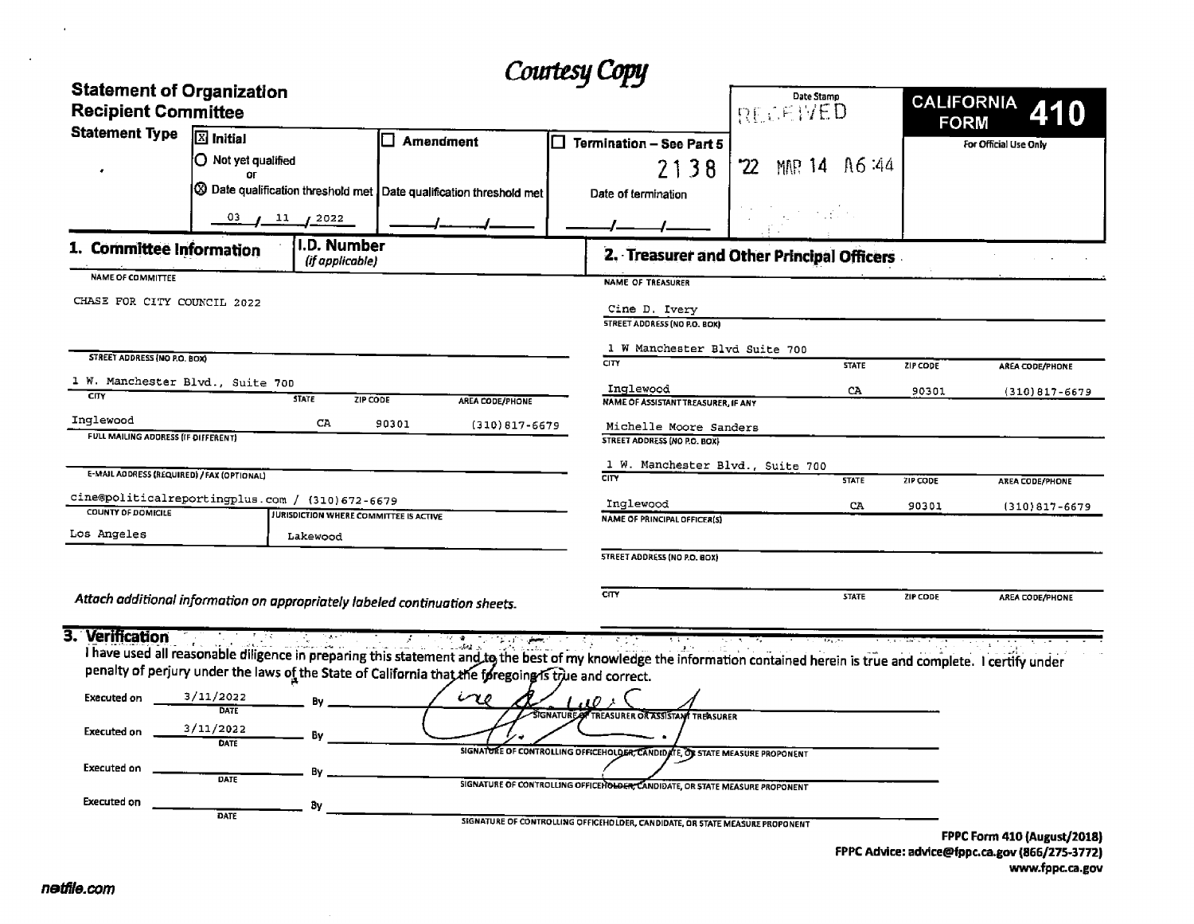*Courtesy Copy*

## Statement of Organization
## Recipient Committee

**CALIFORNIA FORM 410**

For Official Use Only

Date Stamp: RECEIVED '22 MAR 14 A6:44

2138

**Statement Type**

- [X] **Initial**
  - ○ Not yet qualified
  - or
  - ⊗ Date qualification threshold met: 03 / 11 / 2022
- [ ] **Amendment**
  - Date qualification threshold met: ___/___/___
- [ ] **Termination – See Part 5**
  - Date of termination: ___/___/___

### 1. Committee Information

**I.D. Number** *(if applicable)*

| Field | Value |
|---|---|
| NAME OF COMMITTEE | CHASE FOR CITY COUNCIL 2022 |
| STREET ADDRESS (NO P.O. BOX) | 1 W. Manchester Blvd., Suite 700 |
| CITY | Inglewood |
| STATE | CA |
| ZIP CODE | 90301 |
| AREA CODE/PHONE | (310)817-6679 |
| FULL MAILING ADDRESS (IF DIFFERENT) | |
| E-MAIL ADDRESS (REQUIRED) / FAX (OPTIONAL) | cine@politicalreportingplus.com / (310)672-6679 |
| COUNTY OF DOMICILE | Los Angeles |
| JURISDICTION WHERE COMMITTEE IS ACTIVE | Lakewood |

*Attach additional information on appropriately labeled continuation sheets.*

### 2. Treasurer and Other Principal Officers

| Field | Value |
|---|---|
| NAME OF TREASURER | Cine D. Ivery |
| STREET ADDRESS (NO P.O. BOX) | 1 W Manchester Blvd Suite 700 |
| CITY / STATE / ZIP CODE / AREA CODE/PHONE | Inglewood / CA / 90301 / (310)817-6679 |
| NAME OF ASSISTANT TREASURER, IF ANY | Michelle Moore Sanders |
| STREET ADDRESS (NO P.O. BOX) | 1 W. Manchester Blvd., Suite 700 |
| CITY / STATE / ZIP CODE / AREA CODE/PHONE | Inglewood / CA / 90301 / (310)817-6679 |
| NAME OF PRINCIPAL OFFICER(S) | |
| STREET ADDRESS (NO P.O. BOX) | |
| CITY / STATE / ZIP CODE / AREA CODE/PHONE | |

### 3. Verification

I have used all reasonable diligence in preparing this statement and to the best of my knowledge the information contained herein is true and complete. I certify under penalty of perjury under the laws of the State of California that the foregoing is true and correct.

| Executed on (DATE) | By | Signature Line |
|---|---|---|
| 3/11/2022 | [Signature] | SIGNATURE OF TREASURER OR ASSISTANT TREASURER |
| 3/11/2022 | [Signature] | SIGNATURE OF CONTROLLING OFFICEHOLDER, CANDIDATE, OR STATE MEASURE PROPONENT |
| | | SIGNATURE OF CONTROLLING OFFICEHOLDER, CANDIDATE, OR STATE MEASURE PROPONENT |
| | | SIGNATURE OF CONTROLLING OFFICEHOLDER, CANDIDATE, OR STATE MEASURE PROPONENT |

**FPPC Form 410 (August/2018)**
**FPPC Advice: advice@fppc.ca.gov (866/275-3772)**
**www.fppc.ca.gov**

netfile.com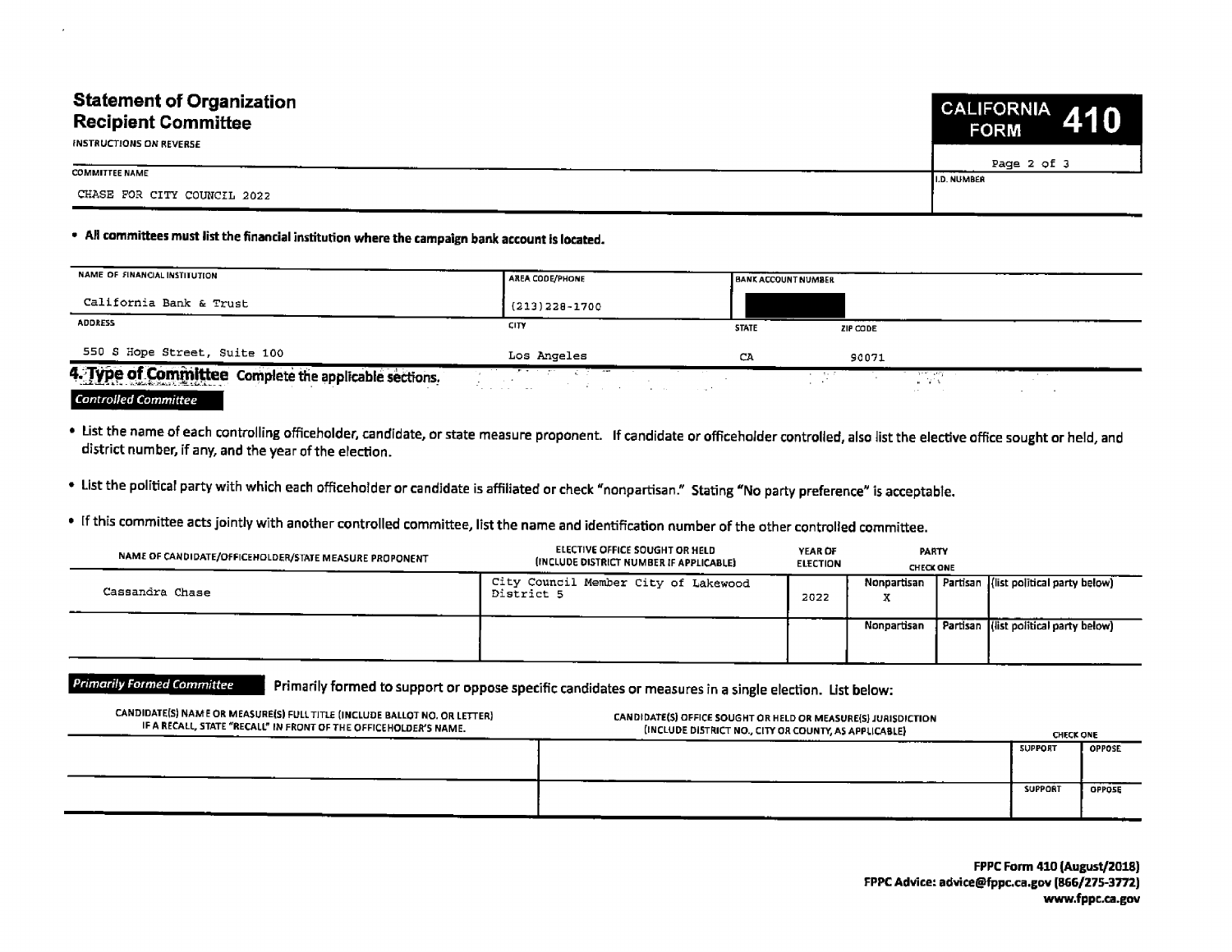# Statement of Organization Recipient Committee

INSTRUCTIONS ON REVERSE

**CALIFORNIA FORM 410**

| COMMITTEE NAME | I.D. NUMBER |
|---|---|
| CHASE FOR CITY COUNCIL 2022 | |

- **All committees must list the financial institution where the campaign bank account is located.**

| NAME OF FINANCIAL INSTITUTION | AREA CODE/PHONE | BANK ACCOUNT NUMBER | |
|---|---|---|---|
| California Bank & Trust | (213)228-1700 | | |
| **ADDRESS** | **CITY** | **STATE** | **ZIP CODE** |
| 550 S Hope Street, Suite 100 | Los Angeles | CA | 90071 |

## 4. Type of Committee Complete the applicable sections.

### *Controlled Committee*

- List the name of each controlling officeholder, candidate, or state measure proponent. If candidate or officeholder controlled, also list the elective office sought or held, and district number, if any, and the year of the election.
- List the political party with which each officeholder or candidate is affiliated or check "nonpartisan." Stating "No party preference" is acceptable.
- If this committee acts jointly with another controlled committee, list the name and identification number of the other controlled committee.

| NAME OF CANDIDATE/OFFICEHOLDER/STATE MEASURE PROPONENT | ELECTIVE OFFICE SOUGHT OR HELD (INCLUDE DISTRICT NUMBER IF APPLICABLE) | YEAR OF ELECTION | PARTY (CHECK ONE) Nonpartisan | Partisan | (list political party below) |
|---|---|---|---|---|---|
| Cassandra Chase | City Council Member City of Lakewood District 5 | 2022 | X | | |
| | | | | | |

### *Primarily Formed Committee*

Primarily formed to support or oppose specific candidates or measures in a single election. List below:

| CANDIDATE(S) NAME OR MEASURE(S) FULL TITLE (INCLUDE BALLOT NO. OR LETTER) IF A RECALL, STATE "RECALL" IN FRONT OF THE OFFICEHOLDER'S NAME. | CANDIDATE(S) OFFICE SOUGHT OR HELD OR MEASURE(S) JURISDICTION (INCLUDE DISTRICT NO., CITY OR COUNTY, AS APPLICABLE) | CHECK ONE SUPPORT | OPPOSE |
|---|---|---|---|
| | | | |
| | | | |

FPPC Form 410 (August/2018)
FPPC Advice: advice@fppc.ca.gov (866/275-3772)
www.fppc.ca.gov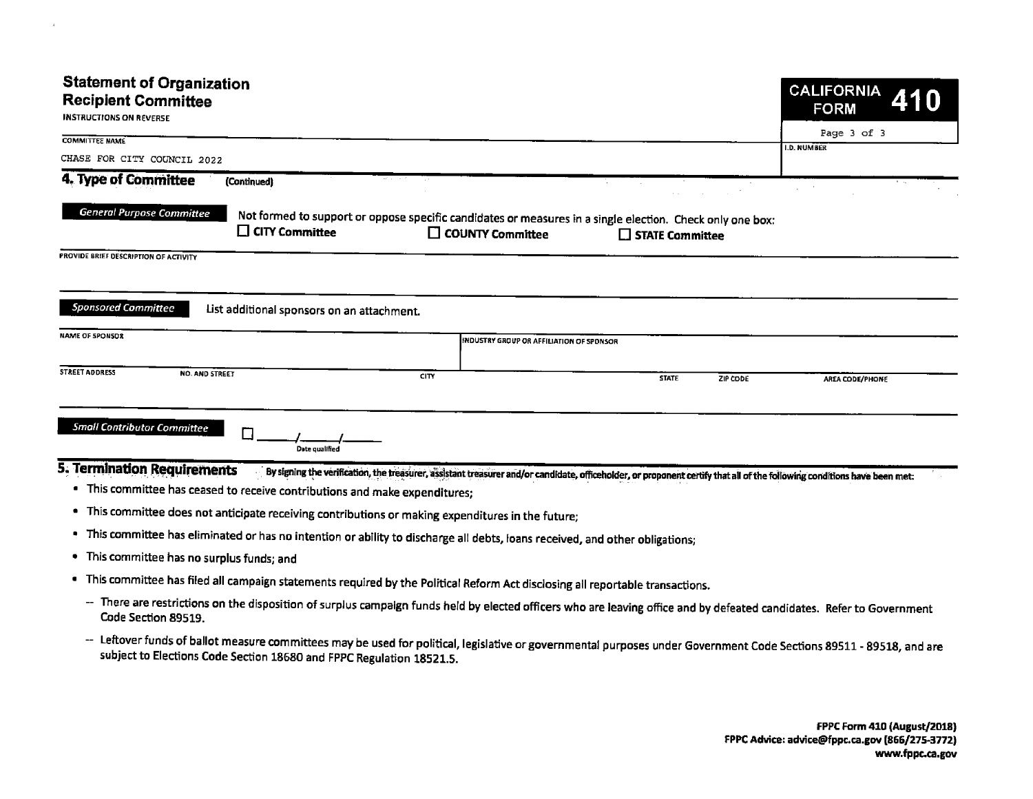# Statement of Organization Recipient Committee

INSTRUCTIONS ON REVERSE

**CALIFORNIA FORM 410**

COMMITTEE NAME

CHASE FOR CITY COUNCIL 2022

I.D. NUMBER

## 4. Type of Committee (Continued)

***General Purpose Committee***

Not formed to support or oppose specific candidates or measures in a single election. Check only one box:

☐ **CITY Committee** ☐ **COUNTY Committee** ☐ **STATE Committee**

PROVIDE BRIEF DESCRIPTION OF ACTIVITY

***Sponsored Committee***

List additional sponsors on an attachment.

| NAME OF SPONSOR | | INDUSTRY GROUP OR AFFILIATION OF SPONSOR | | |
|---|---|---|---|---|
| | | | | |
| STREET ADDRESS NO. AND STREET | CITY | STATE | ZIP CODE | AREA CODE/PHONE |
| | | | | |

***Small Contributor Committee***

☐ ____/____/____
Date qualified

## 5. Termination Requirements

By signing the verification, the treasurer, assistant treasurer and/or candidate, officeholder, or proponent certify that all of the following conditions have been met:

- This committee has ceased to receive contributions and make expenditures;
- This committee does not anticipate receiving contributions or making expenditures in the future;
- This committee has eliminated or has no intention or ability to discharge all debts, loans received, and other obligations;
- This committee has no surplus funds; and
- This committee has filed all campaign statements required by the Political Reform Act disclosing all reportable transactions.
  - -- There are restrictions on the disposition of surplus campaign funds held by elected officers who are leaving office and by defeated candidates. Refer to Government Code Section 89519.
  - -- Leftover funds of ballot measure committees may be used for political, legislative or governmental purposes under Government Code Sections 89511 - 89518, and are subject to Elections Code Section 18680 and FPPC Regulation 18521.5.

**FPPC Form 410 (August/2018)**
**FPPC Advice: advice@fppc.ca.gov (866/275-3772)**
**www.fppc.ca.gov**